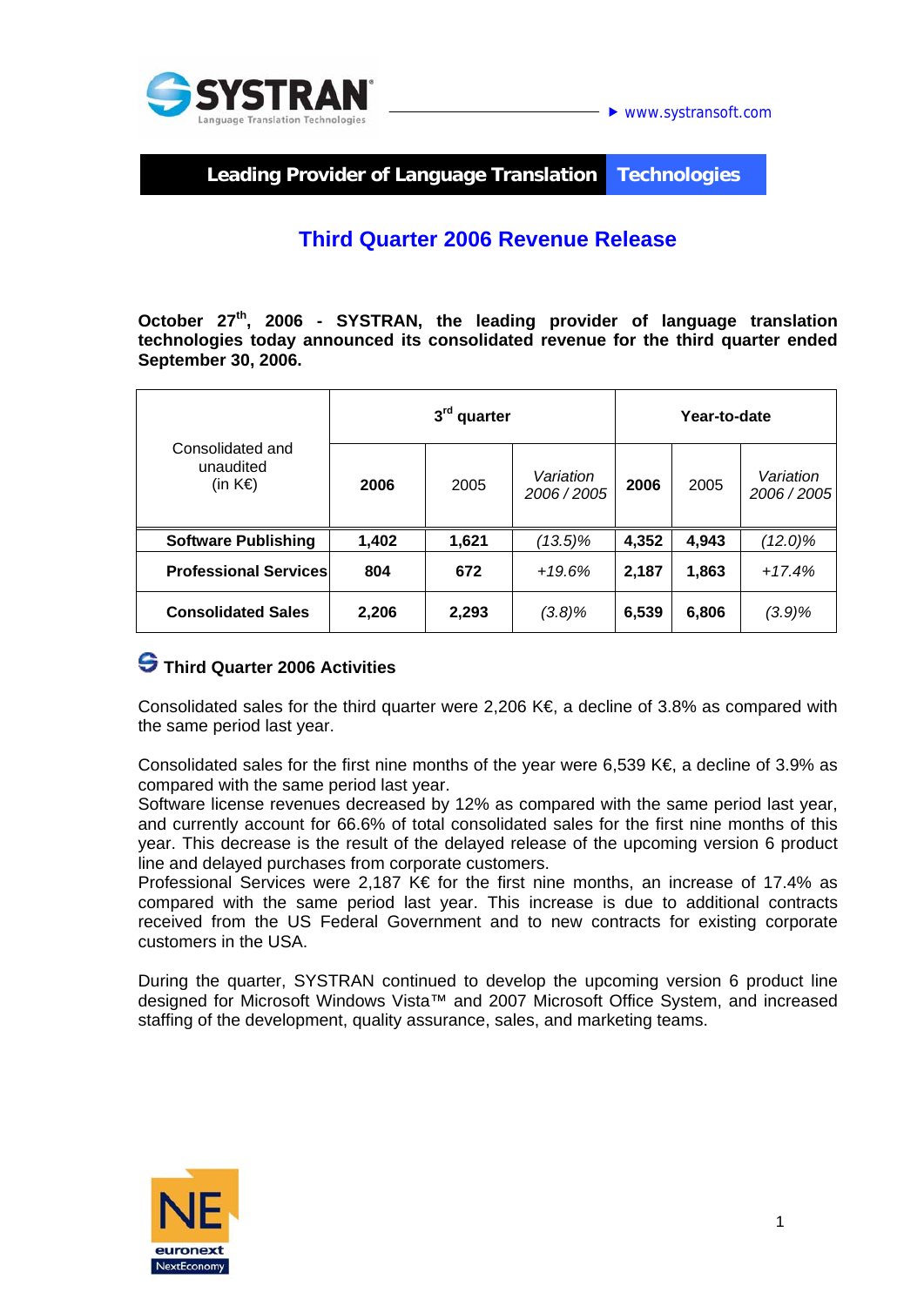SYSTRAN
Language Translation Technologies

www.systransoft.com

**Leading Provider of Language Translation Technologies**

# Third Quarter 2006 Revenue Release

**October 27th, 2006 - SYSTRAN, the leading provider of language translation technologies today announced its consolidated revenue for the third quarter ended September 30, 2006.**

| Consolidated and unaudited (in K€) | 3rd quarter | | | Year-to-date | | |
|---|---|---|---|---|---|---|
| | **2006** | 2005 | *Variation 2006 / 2005* | **2006** | 2005 | *Variation 2006 / 2005* |
| **Software Publishing** | **1,402** | **1,621** | *(13.5)%* | **4,352** | **4,943** | *(12.0)%* |
| **Professional Services** | **804** | **672** | *+19.6%* | **2,187** | **1,863** | *+17.4%* |
| **Consolidated Sales** | **2,206** | **2,293** | *(3.8)%* | **6,539** | **6,806** | *(3.9)%* |

## Third Quarter 2006 Activities

Consolidated sales for the third quarter were 2,206 K€, a decline of 3.8% as compared with the same period last year.

Consolidated sales for the first nine months of the year were 6,539 K€, a decline of 3.9% as compared with the same period last year.
Software license revenues decreased by 12% as compared with the same period last year, and currently account for 66.6% of total consolidated sales for the first nine months of this year. This decrease is the result of the delayed release of the upcoming version 6 product line and delayed purchases from corporate customers.
Professional Services were 2,187 K€ for the first nine months, an increase of 17.4% as compared with the same period last year. This increase is due to additional contracts received from the US Federal Government and to new contracts for existing corporate customers in the USA.

During the quarter, SYSTRAN continued to develop the upcoming version 6 product line designed for Microsoft Windows Vista™ and 2007 Microsoft Office System, and increased staffing of the development, quality assurance, sales, and marketing teams.

euronext NextEconomy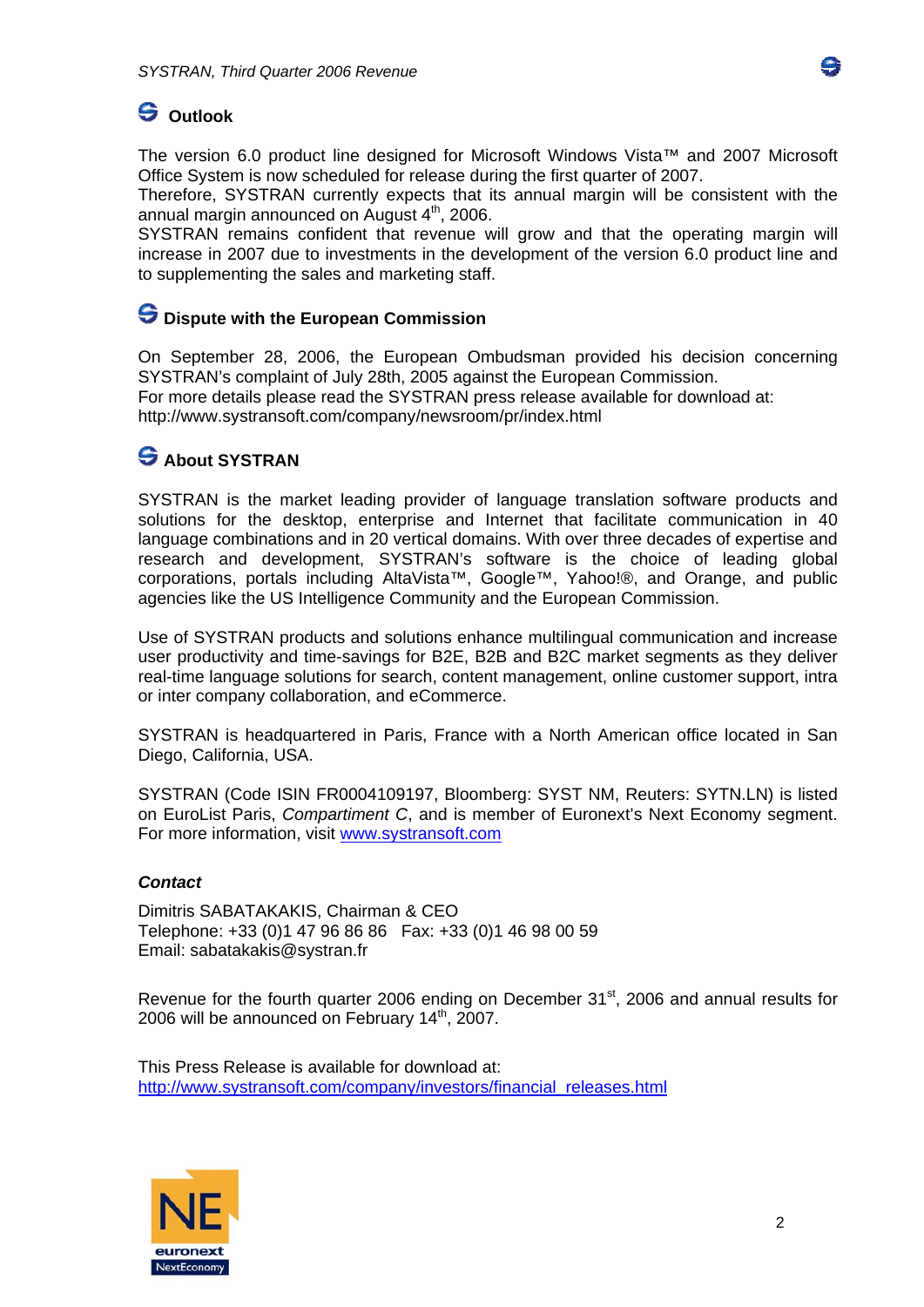## Outlook

The version 6.0 product line designed for Microsoft Windows Vista™ and 2007 Microsoft Office System is now scheduled for release during the first quarter of 2007.
Therefore, SYSTRAN currently expects that its annual margin will be consistent with the annual margin announced on August 4th, 2006.
SYSTRAN remains confident that revenue will grow and that the operating margin will increase in 2007 due to investments in the development of the version 6.0 product line and to supplementing the sales and marketing staff.

## Dispute with the European Commission

On September 28, 2006, the European Ombudsman provided his decision concerning SYSTRAN's complaint of July 28th, 2005 against the European Commission.
For more details please read the SYSTRAN press release available for download at:
http://www.systransoft.com/company/newsroom/pr/index.html

## About SYSTRAN

SYSTRAN is the market leading provider of language translation software products and solutions for the desktop, enterprise and Internet that facilitate communication in 40 language combinations and in 20 vertical domains. With over three decades of expertise and research and development, SYSTRAN's software is the choice of leading global corporations, portals including AltaVista™, Google™, Yahoo!®, and Orange, and public agencies like the US Intelligence Community and the European Commission.

Use of SYSTRAN products and solutions enhance multilingual communication and increase user productivity and time-savings for B2E, B2B and B2C market segments as they deliver real-time language solutions for search, content management, online customer support, intra or inter company collaboration, and eCommerce.

SYSTRAN is headquartered in Paris, France with a North American office located in San Diego, California, USA.

SYSTRAN (Code ISIN FR0004109197, Bloomberg: SYST NM, Reuters: SYTN.LN) is listed on EuroList Paris, *Compartiment C*, and is member of Euronext's Next Economy segment. For more information, visit www.systransoft.com

***Contact***

Dimitris SABATAKAKIS, Chairman & CEO
Telephone: +33 (0)1 47 96 86 86 Fax: +33 (0)1 46 98 00 59
Email: sabatakakis@systran.fr

Revenue for the fourth quarter 2006 ending on December 31st, 2006 and annual results for 2006 will be announced on February 14th, 2007.

This Press Release is available for download at:
http://www.systransoft.com/company/investors/financial_releases.html